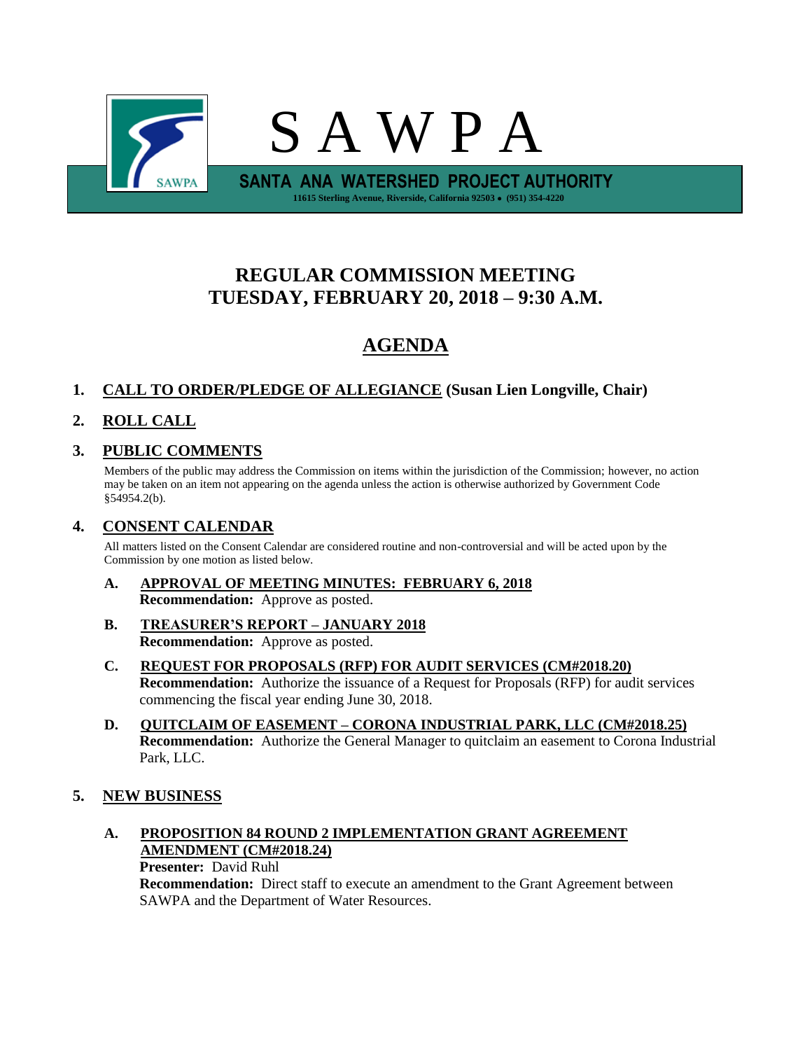# S A W P A

**SANTA ANA WATERSHED PROJECT AUTHORITY**

11615 Sterling Avenue, Riverside, California 92503 • (951) 354-4220

## REGULAR COMMISSION MEETING
## TUESDAY, FEBRUARY 20, 2018 – 9:30 A.M.

## AGENDA

1. **CALL TO ORDER/PLEDGE OF ALLEGIANCE (Susan Lien Longville, Chair)**

2. **ROLL CALL**

3. **PUBLIC COMMENTS**

   Members of the public may address the Commission on items within the jurisdiction of the Commission; however, no action may be taken on an item not appearing on the agenda unless the action is otherwise authorized by Government Code §54954.2(b).

4. **CONSENT CALENDAR**

   All matters listed on the Consent Calendar are considered routine and non-controversial and will be acted upon by the Commission by one motion as listed below.

   **A. APPROVAL OF MEETING MINUTES: FEBRUARY 6, 2018**
   **Recommendation:** Approve as posted.

   **B. TREASURER'S REPORT – JANUARY 2018**
   **Recommendation:** Approve as posted.

   **C. REQUEST FOR PROPOSALS (RFP) FOR AUDIT SERVICES (CM#2018.20)**
   **Recommendation:** Authorize the issuance of a Request for Proposals (RFP) for audit services commencing the fiscal year ending June 30, 2018.

   **D. QUITCLAIM OF EASEMENT – CORONA INDUSTRIAL PARK, LLC (CM#2018.25)**
   **Recommendation:** Authorize the General Manager to quitclaim an easement to Corona Industrial Park, LLC.

5. **NEW BUSINESS**

   **A. PROPOSITION 84 ROUND 2 IMPLEMENTATION GRANT AGREEMENT AMENDMENT (CM#2018.24)**
   **Presenter:** David Ruhl
   **Recommendation:** Direct staff to execute an amendment to the Grant Agreement between SAWPA and the Department of Water Resources.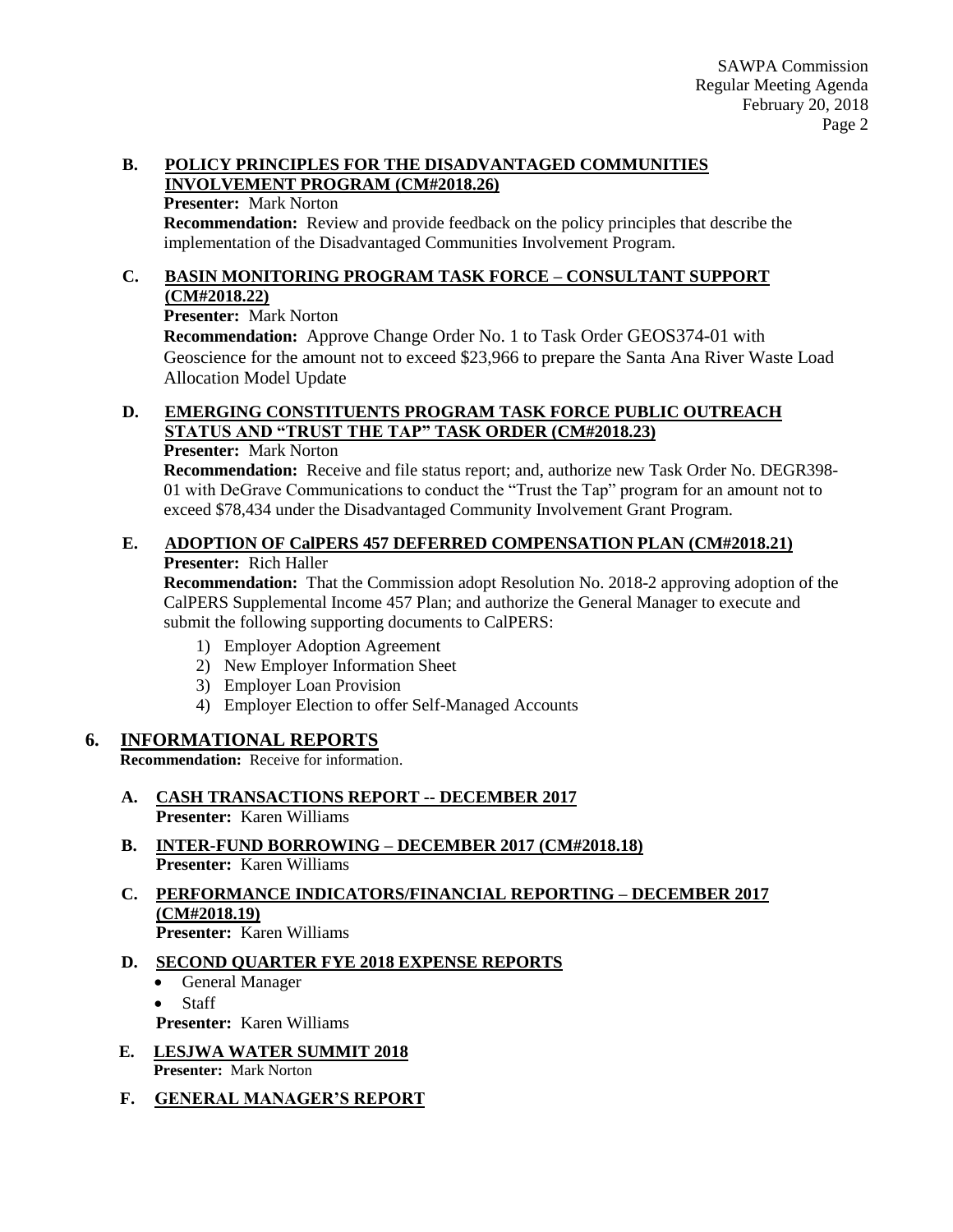**B. POLICY PRINCIPLES FOR THE DISADVANTAGED COMMUNITIES INVOLVEMENT PROGRAM (CM#2018.26)**

**Presenter:** Mark Norton

**Recommendation:** Review and provide feedback on the policy principles that describe the implementation of the Disadvantaged Communities Involvement Program.

**C. BASIN MONITORING PROGRAM TASK FORCE – CONSULTANT SUPPORT (CM#2018.22)**

**Presenter:** Mark Norton

**Recommendation:** Approve Change Order No. 1 to Task Order GEOS374-01 with Geoscience for the amount not to exceed $23,966 to prepare the Santa Ana River Waste Load Allocation Model Update

**D. EMERGING CONSTITUENTS PROGRAM TASK FORCE PUBLIC OUTREACH STATUS AND "TRUST THE TAP" TASK ORDER (CM#2018.23)**

**Presenter:** Mark Norton

**Recommendation:** Receive and file status report; and, authorize new Task Order No. DEGR398-01 with DeGrave Communications to conduct the "Trust the Tap" program for an amount not to exceed $78,434 under the Disadvantaged Community Involvement Grant Program.

**E. ADOPTION OF CalPERS 457 DEFERRED COMPENSATION PLAN (CM#2018.21)**

**Presenter:** Rich Haller

**Recommendation:** That the Commission adopt Resolution No. 2018-2 approving adoption of the CalPERS Supplemental Income 457 Plan; and authorize the General Manager to execute and submit the following supporting documents to CalPERS:

1) Employer Adoption Agreement
2) New Employer Information Sheet
3) Employer Loan Provision
4) Employer Election to offer Self-Managed Accounts

## 6. INFORMATIONAL REPORTS

**Recommendation:** Receive for information.

**A. CASH TRANSACTIONS REPORT -- DECEMBER 2017**

**Presenter:** Karen Williams

**B. INTER-FUND BORROWING – DECEMBER 2017 (CM#2018.18)**

**Presenter:** Karen Williams

**C. PERFORMANCE INDICATORS/FINANCIAL REPORTING – DECEMBER 2017 (CM#2018.19)**

**Presenter:** Karen Williams

**D. SECOND QUARTER FYE 2018 EXPENSE REPORTS**

- General Manager
- Staff

**Presenter:** Karen Williams

**E. LESJWA WATER SUMMIT 2018**

**Presenter:** Mark Norton

**F. GENERAL MANAGER'S REPORT**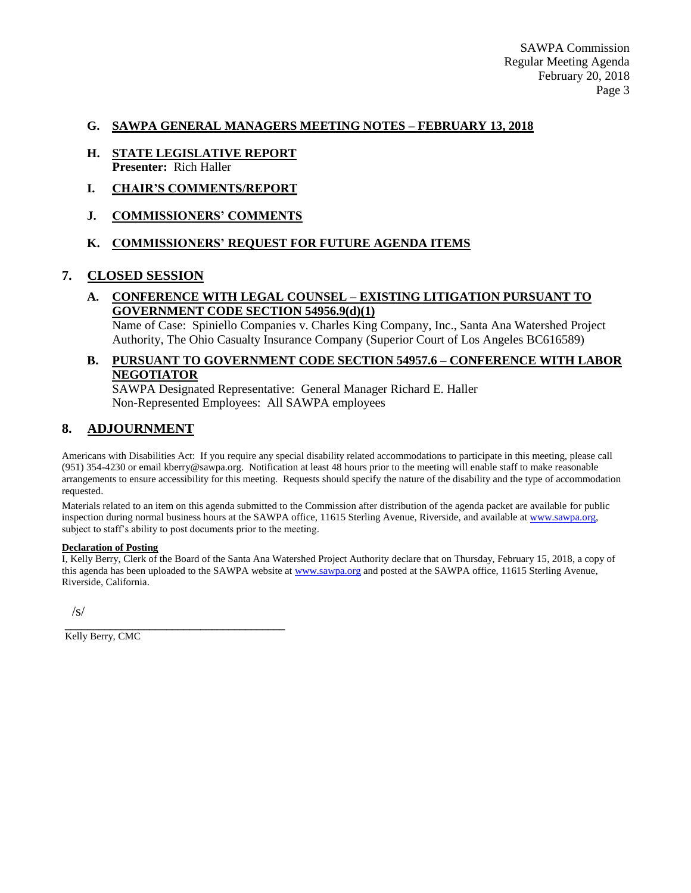### G. SAWPA GENERAL MANAGERS MEETING NOTES – FEBRUARY 13, 2018

### H. STATE LEGISLATIVE REPORT
**Presenter:** Rich Haller

### I. CHAIR'S COMMENTS/REPORT

### J. COMMISSIONERS' COMMENTS

### K. COMMISSIONERS' REQUEST FOR FUTURE AGENDA ITEMS

## 7. CLOSED SESSION

### A. CONFERENCE WITH LEGAL COUNSEL – EXISTING LITIGATION PURSUANT TO GOVERNMENT CODE SECTION 54956.9(d)(1)

Name of Case: Spiniello Companies v. Charles King Company, Inc., Santa Ana Watershed Project Authority, The Ohio Casualty Insurance Company (Superior Court of Los Angeles BC616589)

### B. PURSUANT TO GOVERNMENT CODE SECTION 54957.6 – CONFERENCE WITH LABOR NEGOTIATOR

SAWPA Designated Representative: General Manager Richard E. Haller
Non-Represented Employees: All SAWPA employees

## 8. ADJOURNMENT

Americans with Disabilities Act: If you require any special disability related accommodations to participate in this meeting, please call (951) 354-4230 or email kberry@sawpa.org. Notification at least 48 hours prior to the meeting will enable staff to make reasonable arrangements to ensure accessibility for this meeting. Requests should specify the nature of the disability and the type of accommodation requested.

Materials related to an item on this agenda submitted to the Commission after distribution of the agenda packet are available for public inspection during normal business hours at the SAWPA office, 11615 Sterling Avenue, Riverside, and available at www.sawpa.org, subject to staff's ability to post documents prior to the meeting.

**Declaration of Posting**

I, Kelly Berry, Clerk of the Board of the Santa Ana Watershed Project Authority declare that on Thursday, February 15, 2018, a copy of this agenda has been uploaded to the SAWPA website at www.sawpa.org and posted at the SAWPA office, 11615 Sterling Avenue, Riverside, California.

/s/

\_\_\_\_\_\_\_\_\_\_\_\_\_\_\_\_\_\_\_\_\_\_\_\_\_\_\_\_\_\_\_\_\_\_\_\_\_\_\_\_

Kelly Berry, CMC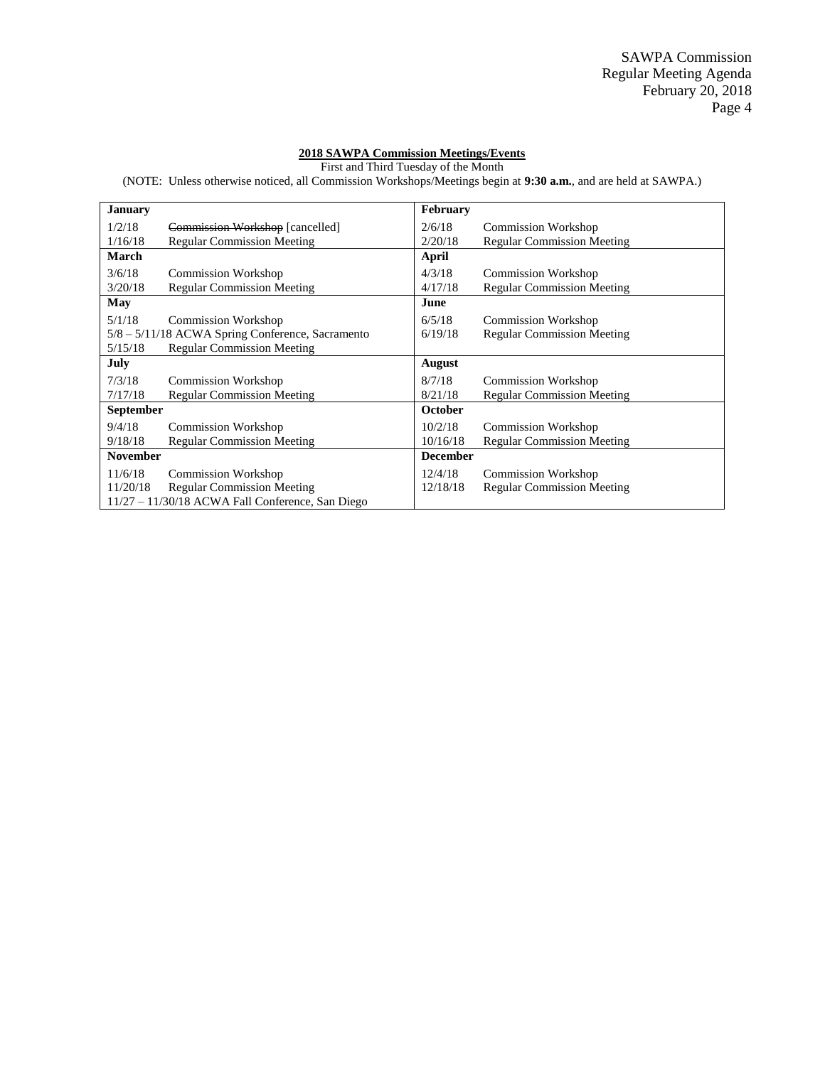**2018 SAWPA Commission Meetings/Events**

First and Third Tuesday of the Month

(NOTE: Unless otherwise noticed, all Commission Workshops/Meetings begin at **9:30 a.m.**, and are held at SAWPA.)

| | | | |
|---|---|---|---|
| **January** | | **February** | |
| 1/2/18 | ~~Commission Workshop~~ [cancelled] | 2/6/18 | Commission Workshop |
| 1/16/18 | Regular Commission Meeting | 2/20/18 | Regular Commission Meeting |
| **March** | | **April** | |
| 3/6/18 | Commission Workshop | 4/3/18 | Commission Workshop |
| 3/20/18 | Regular Commission Meeting | 4/17/18 | Regular Commission Meeting |
| **May** | | **June** | |
| 5/1/18 | Commission Workshop | 6/5/18 | Commission Workshop |
| 5/8 – 5/11/18 | ACWA Spring Conference, Sacramento | 6/19/18 | Regular Commission Meeting |
| 5/15/18 | Regular Commission Meeting | | |
| **July** | | **August** | |
| 7/3/18 | Commission Workshop | 8/7/18 | Commission Workshop |
| 7/17/18 | Regular Commission Meeting | 8/21/18 | Regular Commission Meeting |
| **September** | | **October** | |
| 9/4/18 | Commission Workshop | 10/2/18 | Commission Workshop |
| 9/18/18 | Regular Commission Meeting | 10/16/18 | Regular Commission Meeting |
| **November** | | **December** | |
| 11/6/18 | Commission Workshop | 12/4/18 | Commission Workshop |
| 11/20/18 | Regular Commission Meeting | 12/18/18 | Regular Commission Meeting |
| 11/27 – 11/30/18 | ACWA Fall Conference, San Diego | | |